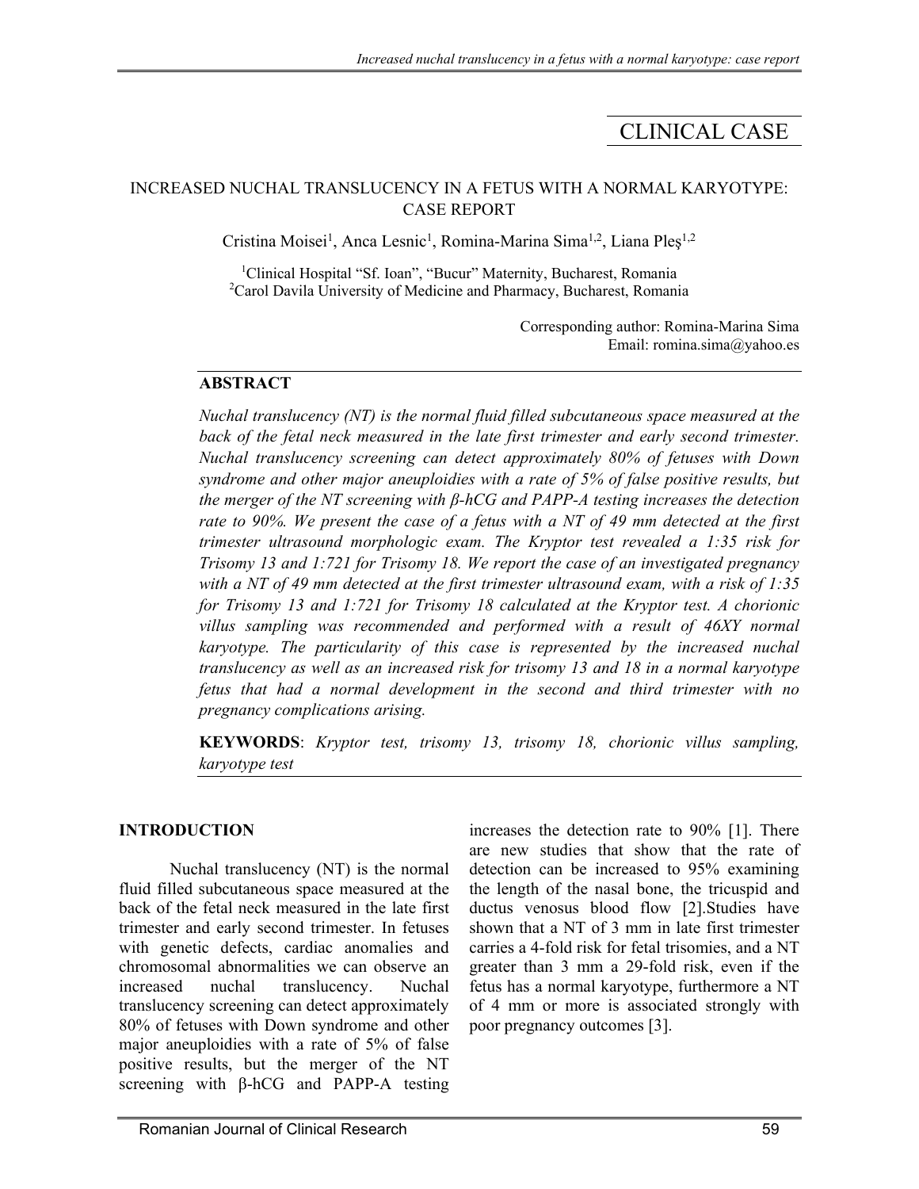CLINICAL CASE

# INCREASED NUCHAL TRANSLUCENCY IN A FETUS WITH A NORMAL KARYOTYPE: CASE REPORT

Cristina Moisei[1], Anca Lesnic[1], Romina-Marina Sima[1,2], Liana Pleş[1,2]

[1]Clinical Hospital "Sf. Ioan", "Bucur" Maternity, Bucharest, Romania
[2]Carol Davila University of Medicine and Pharmacy, Bucharest, Romania

Corresponding author: Romina-Marina Sima
Email: romina.sima@yahoo.es

## ABSTRACT

*Nuchal translucency (NT) is the normal fluid filled subcutaneous space measured at the back of the fetal neck measured in the late first trimester and early second trimester. Nuchal translucency screening can detect approximately 80% of fetuses with Down syndrome and other major aneuploidies with a rate of 5% of false positive results, but the merger of the NT screening with β-hCG and PAPP-A testing increases the detection rate to 90%. We present the case of a fetus with a NT of 49 mm detected at the first trimester ultrasound morphologic exam. The Kryptor test revealed a 1:35 risk for Trisomy 13 and 1:721 for Trisomy 18. We report the case of an investigated pregnancy with a NT of 49 mm detected at the first trimester ultrasound exam, with a risk of 1:35 for Trisomy 13 and 1:721 for Trisomy 18 calculated at the Kryptor test. A chorionic villus sampling was recommended and performed with a result of 46XY normal karyotype. The particularity of this case is represented by the increased nuchal translucency as well as an increased risk for trisomy 13 and 18 in a normal karyotype fetus that had a normal development in the second and third trimester with no pregnancy complications arising.*

**KEYWORDS**: *Kryptor test, trisomy 13, trisomy 18, chorionic villus sampling, karyotype test*

## INTRODUCTION

Nuchal translucency (NT) is the normal fluid filled subcutaneous space measured at the back of the fetal neck measured in the late first trimester and early second trimester. In fetuses with genetic defects, cardiac anomalies and chromosomal abnormalities we can observe an increased nuchal translucency. Nuchal translucency screening can detect approximately 80% of fetuses with Down syndrome and other major aneuploidies with a rate of 5% of false positive results, but the merger of the NT screening with β-hCG and PAPP-A testing increases the detection rate to 90% [1]. There are new studies that show that the rate of detection can be increased to 95% examining the length of the nasal bone, the tricuspid and ductus venosus blood flow [2].Studies have shown that a NT of 3 mm in late first trimester carries a 4-fold risk for fetal trisomies, and a NT greater than 3 mm a 29-fold risk, even if the fetus has a normal karyotype, furthermore a NT of 4 mm or more is associated strongly with poor pregnancy outcomes [3].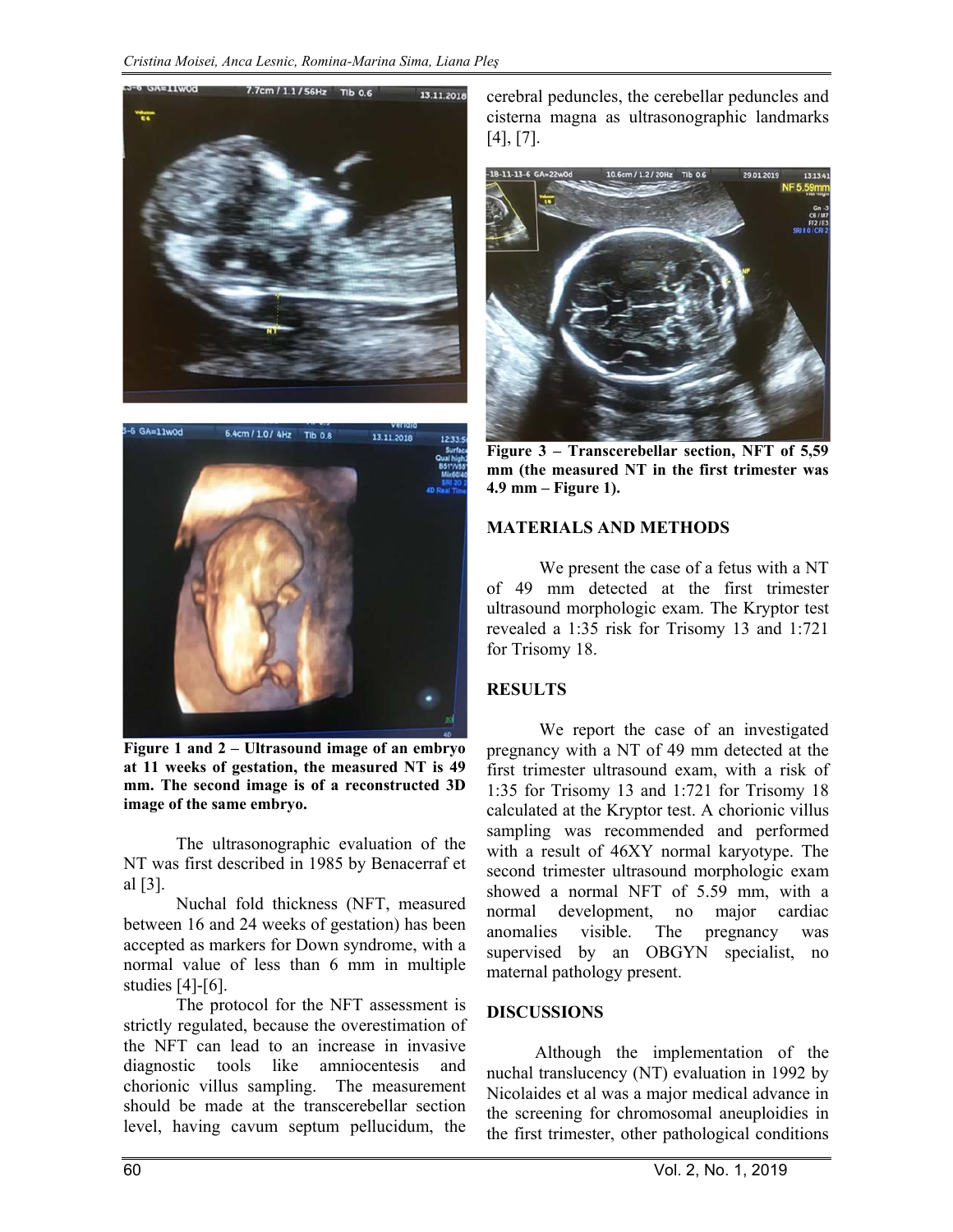Figure 1 and 2 – Ultrasound image of an embryo at 11 weeks of gestation, the measured NT is 49 mm. The second image is of a reconstructed 3D image of the same embryo.

The ultrasonographic evaluation of the NT was first described in 1985 by Benacerraf et al [3].

Nuchal fold thickness (NFT, measured between 16 and 24 weeks of gestation) has been accepted as markers for Down syndrome, with a normal value of less than 6 mm in multiple studies [4]-[6].

The protocol for the NFT assessment is strictly regulated, because the overestimation of the NFT can lead to an increase in invasive diagnostic tools like amniocentesis and chorionic villus sampling. The measurement should be made at the transcerebellar section level, having cavum septum pellucidum, the cerebral peduncles, the cerebellar peduncles and cisterna magna as ultrasonographic landmarks [4], [7].

**Figure 3 – Transcerebellar section, NFT of 5,59 mm (the measured NT in the first trimester was 4.9 mm – Figure 1).**

## MATERIALS AND METHODS

We present the case of a fetus with a NT of 49 mm detected at the first trimester ultrasound morphologic exam. The Kryptor test revealed a 1:35 risk for Trisomy 13 and 1:721 for Trisomy 18.

## RESULTS

We report the case of an investigated pregnancy with a NT of 49 mm detected at the first trimester ultrasound exam, with a risk of 1:35 for Trisomy 13 and 1:721 for Trisomy 18 calculated at the Kryptor test. A chorionic villus sampling was recommended and performed with a result of 46XY normal karyotype. The second trimester ultrasound morphologic exam showed a normal NFT of 5.59 mm, with a normal development, no major cardiac anomalies visible. The pregnancy was supervised by an OBGYN specialist, no maternal pathology present.

## DISCUSSIONS

Although the implementation of the nuchal translucency (NT) evaluation in 1992 by Nicolaides et al was a major medical advance in the screening for chromosomal aneuploidies in the first trimester, other pathological conditions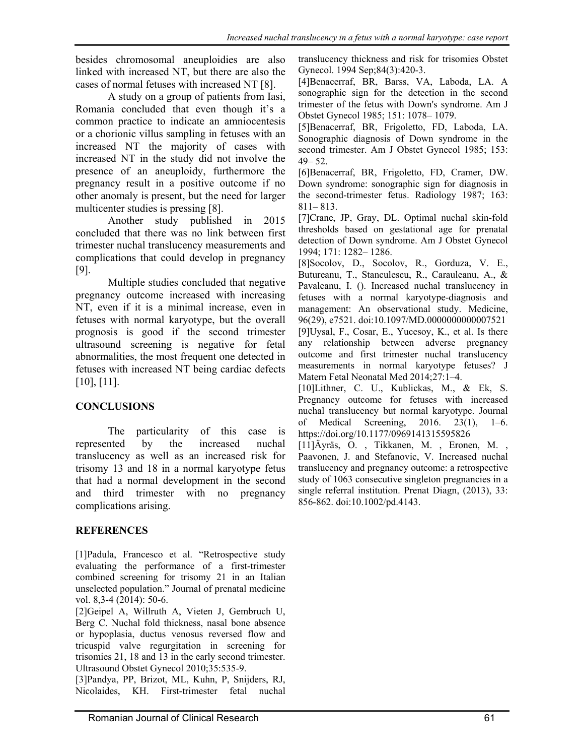besides chromosomal aneuploidies are also linked with increased NT, but there are also the cases of normal fetuses with increased NT [8].

A study on a group of patients from Iasi, Romania concluded that even though it's a common practice to indicate an amniocentesis or a chorionic villus sampling in fetuses with an increased NT the majority of cases with increased NT in the study did not involve the presence of an aneuploidy, furthermore the pregnancy result in a positive outcome if no other anomaly is present, but the need for larger multicenter studies is pressing [8].

Another study published in 2015 concluded that there was no link between first trimester nuchal translucency measurements and complications that could develop in pregnancy [9].

Multiple studies concluded that negative pregnancy outcome increased with increasing NT, even if it is a minimal increase, even in fetuses with normal karyotype, but the overall prognosis is good if the second trimester ultrasound screening is negative for fetal abnormalities, the most frequent one detected in fetuses with increased NT being cardiac defects [10], [11].

## CONCLUSIONS

The particularity of this case is represented by the increased nuchal translucency as well as an increased risk for trisomy 13 and 18 in a normal karyotype fetus that had a normal development in the second and third trimester with no pregnancy complications arising.

## REFERENCES

[1]Padula, Francesco et al. "Retrospective study evaluating the performance of a first-trimester combined screening for trisomy 21 in an Italian unselected population." Journal of prenatal medicine vol. 8,3-4 (2014): 50-6.

[2]Geipel A, Willruth A, Vieten J, Gembruch U, Berg C. Nuchal fold thickness, nasal bone absence or hypoplasia, ductus venosus reversed flow and tricuspid valve regurgitation in screening for trisomies 21, 18 and 13 in the early second trimester. Ultrasound Obstet Gynecol 2010;35:535-9.

[3]Pandya, PP, Brizot, ML, Kuhn, P, Snijders, RJ, Nicolaides, KH. First-trimester fetal nuchal translucency thickness and risk for trisomies Obstet Gynecol. 1994 Sep;84(3):420-3.

[4]Benacerraf, BR, Barss, VA, Laboda, LA. A sonographic sign for the detection in the second trimester of the fetus with Down's syndrome. Am J Obstet Gynecol 1985; 151: 1078– 1079.

[5]Benacerraf, BR, Frigoletto, FD, Laboda, LA. Sonographic diagnosis of Down syndrome in the second trimester. Am J Obstet Gynecol 1985; 153: 49– 52.

[6]Benacerraf, BR, Frigoletto, FD, Cramer, DW. Down syndrome: sonographic sign for diagnosis in the second-trimester fetus. Radiology 1987; 163: 811– 813.

[7]Crane, JP, Gray, DL. Optimal nuchal skin-fold thresholds based on gestational age for prenatal detection of Down syndrome. Am J Obstet Gynecol 1994; 171: 1282– 1286.

[8]Socolov, D., Socolov, R., Gorduza, V. E., Butureanu, T., Stanculescu, R., Carauleanu, A., & Pavaleanu, I. (). Increased nuchal translucency in fetuses with a normal karyotype-diagnosis and management: An observational study. Medicine, 96(29), e7521. doi:10.1097/MD.0000000000007521

[9]Uysal, F., Cosar, E., Yucesoy, K., et al. Is there any relationship between adverse pregnancy outcome and first trimester nuchal translucency measurements in normal karyotype fetuses? J Matern Fetal Neonatal Med 2014;27:1–4.

[10]Lithner, C. U., Kublickas, M., & Ek, S. Pregnancy outcome for fetuses with increased nuchal translucency but normal karyotype. Journal of Medical Screening, 2016. 23(1), 1–6. https://doi.org/10.1177/0969141315595826

[11]Äyräs, O. , Tikkanen, M. , Eronen, M. , Paavonen, J. and Stefanovic, V. Increased nuchal translucency and pregnancy outcome: a retrospective study of 1063 consecutive singleton pregnancies in a single referral institution. Prenat Diagn, (2013), 33: 856-862. doi:10.1002/pd.4143.